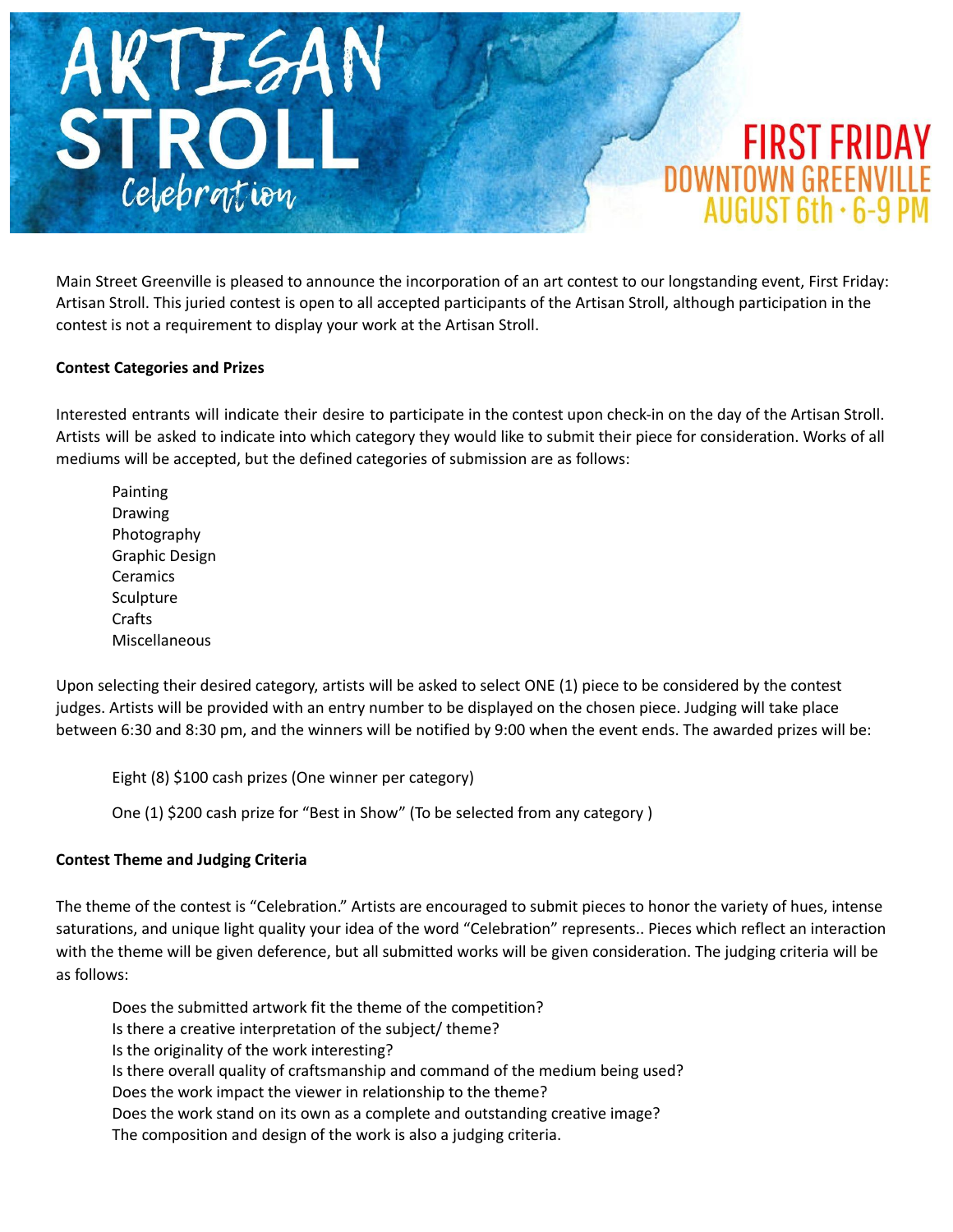# ARTISAN STROLL Celebration

**FIRST FRIDAY**
**DOWNTOWN GREENVILLE**
**AUGUST 6th · 6-9 PM**

Main Street Greenville is pleased to announce the incorporation of an art contest to our longstanding event, First Friday: Artisan Stroll. This juried contest is open to all accepted participants of the Artisan Stroll, although participation in the contest is not a requirement to display your work at the Artisan Stroll.

**Contest Categories and Prizes**

Interested entrants will indicate their desire to participate in the contest upon check-in on the day of the Artisan Stroll. Artists will be asked to indicate into which category they would like to submit their piece for consideration. Works of all mediums will be accepted, but the defined categories of submission are as follows:

- Painting
- Drawing
- Photography
- Graphic Design
- Ceramics
- Sculpture
- Crafts
- Miscellaneous

Upon selecting their desired category, artists will be asked to select ONE (1) piece to be considered by the contest judges. Artists will be provided with an entry number to be displayed on the chosen piece. Judging will take place between 6:30 and 8:30 pm, and the winners will be notified by 9:00 when the event ends. The awarded prizes will be:

- Eight (8) $100 cash prizes (One winner per category)
- One (1) $200 cash prize for "Best in Show" (To be selected from any category )

**Contest Theme and Judging Criteria**

The theme of the contest is "Celebration." Artists are encouraged to submit pieces to honor the variety of hues, intense saturations, and unique light quality your idea of the word "Celebration" represents.. Pieces which reflect an interaction with the theme will be given deference, but all submitted works will be given consideration. The judging criteria will be as follows:

- Does the submitted artwork fit the theme of the competition?
- Is there a creative interpretation of the subject/ theme?
- Is the originality of the work interesting?
- Is there overall quality of craftsmanship and command of the medium being used?
- Does the work impact the viewer in relationship to the theme?
- Does the work stand on its own as a complete and outstanding creative image?
- The composition and design of the work is also a judging criteria.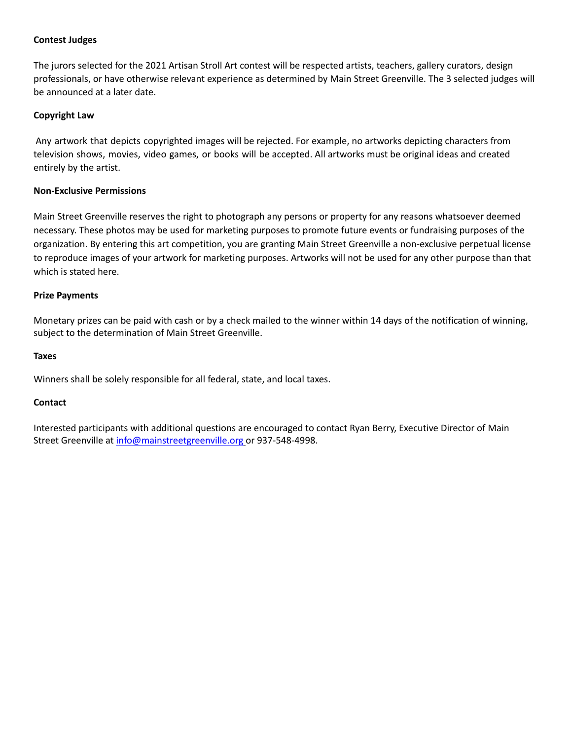**Contest Judges**

The jurors selected for the 2021 Artisan Stroll Art contest will be respected artists, teachers, gallery curators, design professionals, or have otherwise relevant experience as determined by Main Street Greenville. The 3 selected judges will be announced at a later date.

**Copyright Law**

Any artwork that depicts copyrighted images will be rejected. For example, no artworks depicting characters from television shows, movies, video games, or books will be accepted. All artworks must be original ideas and created entirely by the artist.

**Non-Exclusive Permissions**

Main Street Greenville reserves the right to photograph any persons or property for any reasons whatsoever deemed necessary. These photos may be used for marketing purposes to promote future events or fundraising purposes of the organization. By entering this art competition, you are granting Main Street Greenville a non-exclusive perpetual license to reproduce images of your artwork for marketing purposes. Artworks will not be used for any other purpose than that which is stated here.

**Prize Payments**

Monetary prizes can be paid with cash or by a check mailed to the winner within 14 days of the notification of winning, subject to the determination of Main Street Greenville.

**Taxes**

Winners shall be solely responsible for all federal, state, and local taxes.

**Contact**

Interested participants with additional questions are encouraged to contact Ryan Berry, Executive Director of Main Street Greenville at info@mainstreetgreenville.org or 937-548-4998.